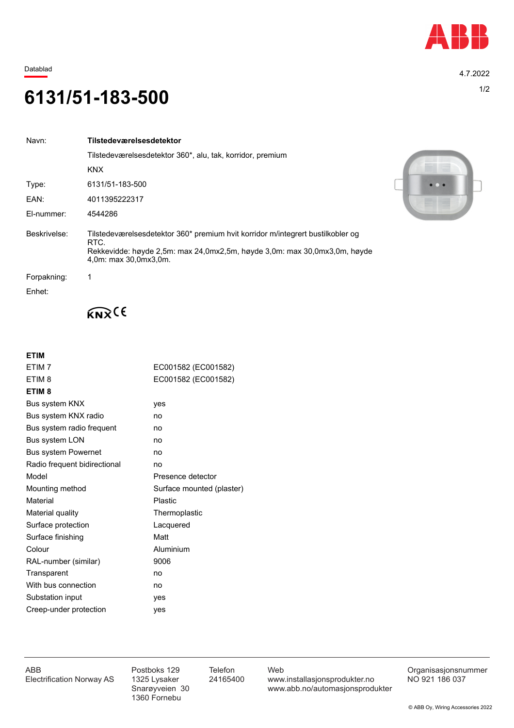Datablad

4.7.2022

# 6131/51-183-500

| | |
|---|---|
| Navn: | **Tilstedeværelsesdetektor** |
| | Tilstedeværelsesdetektor 360*, alu, tak, korridor, premium |
| | KNX |
| Type: | 6131/51-183-500 |
| EAN: | 4011395222317 |
| El-nummer: | 4544286 |
| Beskrivelse: | Tilstedeværelsesdetektor 360* premium hvit korridor m/integrert bustilkobler og RTC. Rekkevidde: høyde 2,5m: max 24,0mx2,5m, høyde 3,0m: max 30,0mx3,0m, høyde 4,0m: max 30,0mx3,0m. |
| Forpakning: | 1 |
| Enhet: | |

KNX CE

**ETIM**

| | |
|---|---|
| ETIM 7 | EC001582 (EC001582) |
| ETIM 8 | EC001582 (EC001582) |

**ETIM 8**

| | |
|---|---|
| Bus system KNX | yes |
| Bus system KNX radio | no |
| Bus system radio frequent | no |
| Bus system LON | no |
| Bus system Powernet | no |
| Radio frequent bidirectional | no |
| Model | Presence detector |
| Mounting method | Surface mounted (plaster) |
| Material | Plastic |
| Material quality | Thermoplastic |
| Surface protection | Lacquered |
| Surface finishing | Matt |
| Colour | Aluminium |
| RAL-number (similar) | 9006 |
| Transparent | no |
| With bus connection | no |
| Substation input | yes |
| Creep-under protection | yes |

ABB
Electrification Norway AS

Postboks 129
1325 Lysaker
Snarøyveien 30
1360 Fornebu

Telefon
24165400

Web
www.installasjonsprodukter.no
www.abb.no/automasjonsprodukter

Organisasjonsnummer
NO 921 186 037

© ABB Oy, Wiring Accessories 2022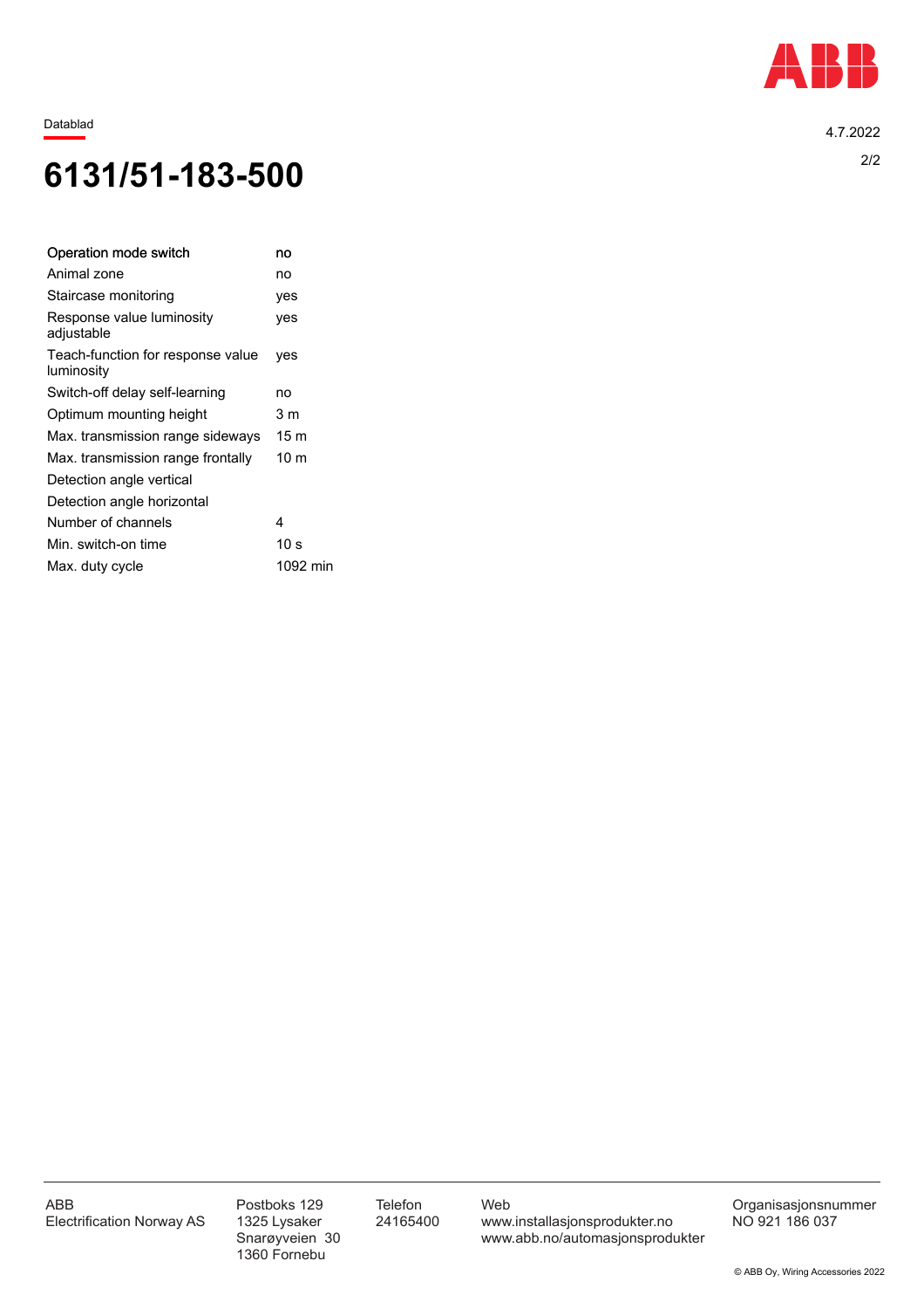Datablad

# 6131/51-183-500

| | |
|---|---|
| Operation mode switch | no |
| Animal zone | no |
| Staircase monitoring | yes |
| Response value luminosity adjustable | yes |
| Teach-function for response value luminosity | yes |
| Switch-off delay self-learning | no |
| Optimum mounting height | 3 m |
| Max. transmission range sideways | 15 m |
| Max. transmission range frontally | 10 m |
| Detection angle vertical | |
| Detection angle horizontal | |
| Number of channels | 4 |
| Min. switch-on time | 10 s |
| Max. duty cycle | 1092 min |